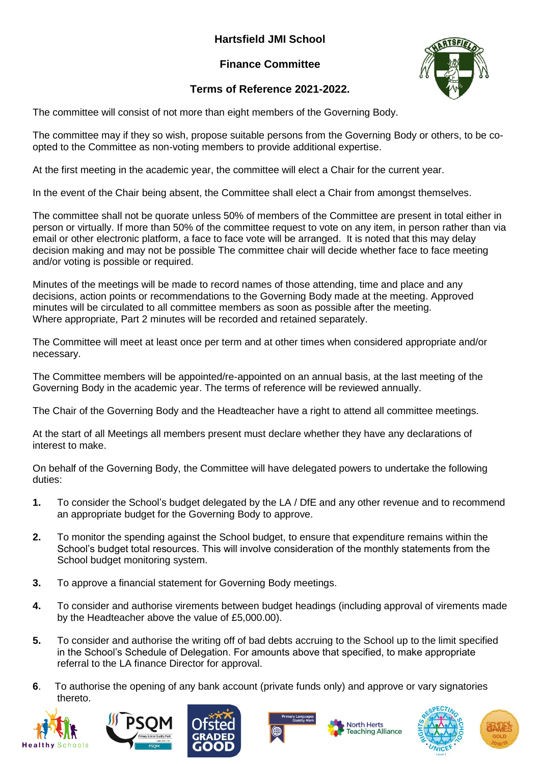# Hartsfield JMI School

## Finance Committee

## Terms of Reference 2021-2022.

The committee will consist of not more than eight members of the Governing Body.

The committee may if they so wish, propose suitable persons from the Governing Body or others, to be co-opted to the Committee as non-voting members to provide additional expertise.

At the first meeting in the academic year, the committee will elect a Chair for the current year.

In the event of the Chair being absent, the Committee shall elect a Chair from amongst themselves.

The committee shall not be quorate unless 50% of members of the Committee are present in total either in person or virtually. If more than 50% of the committee request to vote on any item, in person rather than via email or other electronic platform, a face to face vote will be arranged. It is noted that this may delay decision making and may not be possible The committee chair will decide whether face to face meeting and/or voting is possible or required.

Minutes of the meetings will be made to record names of those attending, time and place and any decisions, action points or recommendations to the Governing Body made at the meeting. Approved minutes will be circulated to all committee members as soon as possible after the meeting.
Where appropriate, Part 2 minutes will be recorded and retained separately.

The Committee will meet at least once per term and at other times when considered appropriate and/or necessary.

The Committee members will be appointed/re-appointed on an annual basis, at the last meeting of the Governing Body in the academic year. The terms of reference will be reviewed annually.

The Chair of the Governing Body and the Headteacher have a right to attend all committee meetings.

At the start of all Meetings all members present must declare whether they have any declarations of interest to make.

On behalf of the Governing Body, the Committee will have delegated powers to undertake the following duties:

1. To consider the School's budget delegated by the LA / DfE and any other revenue and to recommend an appropriate budget for the Governing Body to approve.

2. To monitor the spending against the School budget, to ensure that expenditure remains within the School's budget total resources. This will involve consideration of the monthly statements from the School budget monitoring system.

3. To approve a financial statement for Governing Body meetings.

4. To consider and authorise virements between budget headings (including approval of virements made by the Headteacher above the value of £5,000.00).

5. To consider and authorise the writing off of bad debts accruing to the School up to the limit specified in the School's Schedule of Delegation. For amounts above that specified, to make appropriate referral to the LA finance Director for approval.

6. To authorise the opening of any bank account (private funds only) and approve or vary signatories thereto.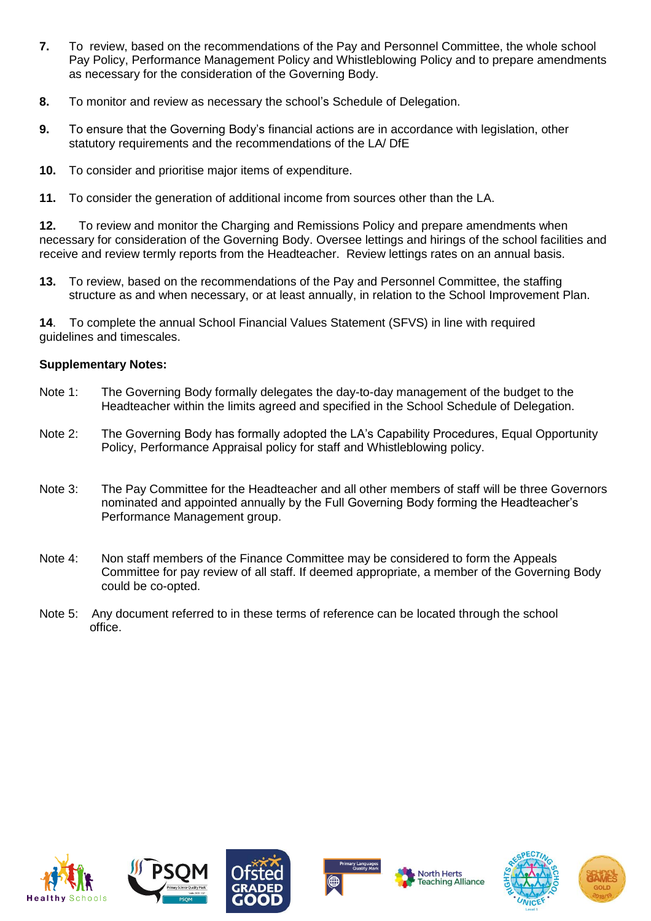7. To review, based on the recommendations of the Pay and Personnel Committee, the whole school Pay Policy, Performance Management Policy and Whistleblowing Policy and to prepare amendments as necessary for the consideration of the Governing Body.

8. To monitor and review as necessary the school's Schedule of Delegation.

9. To ensure that the Governing Body's financial actions are in accordance with legislation, other statutory requirements and the recommendations of the LA/ DfE

10. To consider and prioritise major items of expenditure.

11. To consider the generation of additional income from sources other than the LA.

12. To review and monitor the Charging and Remissions Policy and prepare amendments when necessary for consideration of the Governing Body. Oversee lettings and hirings of the school facilities and receive and review termly reports from the Headteacher. Review lettings rates on an annual basis.

13. To review, based on the recommendations of the Pay and Personnel Committee, the staffing structure as and when necessary, or at least annually, in relation to the School Improvement Plan.

14. To complete the annual School Financial Values Statement (SFVS) in line with required guidelines and timescales.

**Supplementary Notes:**

Note 1: The Governing Body formally delegates the day-to-day management of the budget to the Headteacher within the limits agreed and specified in the School Schedule of Delegation.

Note 2: The Governing Body has formally adopted the LA's Capability Procedures, Equal Opportunity Policy, Performance Appraisal policy for staff and Whistleblowing policy.

Note 3: The Pay Committee for the Headteacher and all other members of staff will be three Governors nominated and appointed annually by the Full Governing Body forming the Headteacher's Performance Management group.

Note 4: Non staff members of the Finance Committee may be considered to form the Appeals Committee for pay review of all staff. If deemed appropriate, a member of the Governing Body could be co-opted.

Note 5: Any document referred to in these terms of reference can be located through the school office.